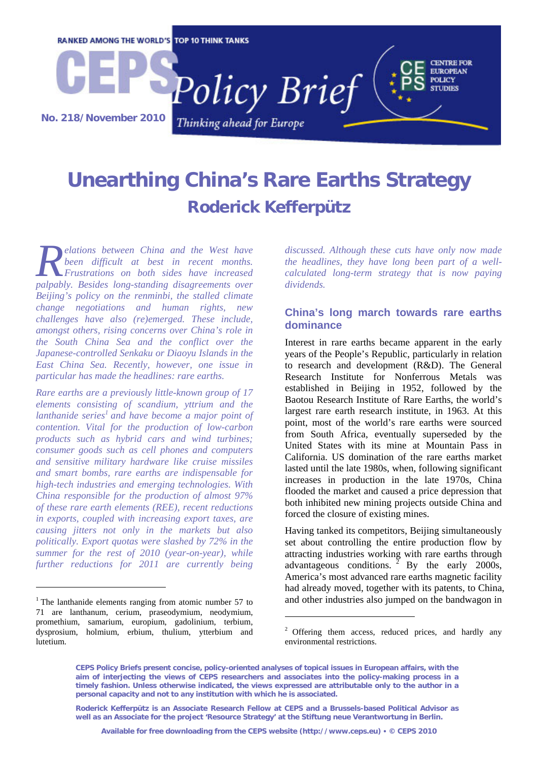RANKED AMONG THE WORLD'S TOP 10 THINK TANKS

# CEPS Policy Brief

No. 218/November 2010

*Thinking ahead for Europe*

CENTRE FOR EUROPEAN POLICY STUDIES

# Unearthing China's Rare Earths Strategy

## Roderick Kefferpütz

*Relations between China and the West have been difficult at best in recent months. Frustrations on both sides have increased palpably. Besides long-standing disagreements over Beijing's policy on the renminbi, the stalled climate change negotiations and human rights, new challenges have also (re)emerged. These include, amongst others, rising concerns over China's role in the South China Sea and the conflict over the Japanese-controlled Senkaku or Diaoyu Islands in the East China Sea. Recently, however, one issue in particular has made the headlines: rare earths.*

*Rare earths are a previously little-known group of 17 elements consisting of scandium, yttrium and the lanthanide series[1] and have become a major point of contention. Vital for the production of low-carbon products such as hybrid cars and wind turbines; consumer goods such as cell phones and computers and sensitive military hardware like cruise missiles and smart bombs, rare earths are indispensable for high-tech industries and emerging technologies. With China responsible for the production of almost 97% of these rare earth elements (REE), recent reductions in exports, coupled with increasing export taxes, are causing jitters not only in the markets but also politically. Export quotas were slashed by 72% in the summer for the rest of 2010 (year-on-year), while further reductions for 2011 are currently being discussed. Although these cuts have only now made the headlines, they have long been part of a well-calculated long-term strategy that is now paying dividends.*

### China's long march towards rare earths dominance

Interest in rare earths became apparent in the early years of the People's Republic, particularly in relation to research and development (R&D). The General Research Institute for Nonferrous Metals was established in Beijing in 1952, followed by the Baotou Research Institute of Rare Earths, the world's largest rare earth research institute, in 1963. At this point, most of the world's rare earths were sourced from South Africa, eventually superseded by the United States with its mine at Mountain Pass in California. US domination of the rare earths market lasted until the late 1980s, when, following significant increases in production in the late 1970s, China flooded the market and caused a price depression that both inhibited new mining projects outside China and forced the closure of existing mines.

Having tanked its competitors, Beijing simultaneously set about controlling the entire production flow by attracting industries working with rare earths through advantageous conditions.[2] By the early 2000s, America's most advanced rare earths magnetic facility had already moved, together with its patents, to China, and other industries also jumped on the bandwagon in

---

[1] The lanthanide elements ranging from atomic number 57 to 71 are lanthanum, cerium, praseodymium, neodymium, promethium, samarium, europium, gadolinium, terbium, dysprosium, holmium, erbium, thulium, ytterbium and lutetium.

[2] Offering them access, reduced prices, and hardly any environmental restrictions.

---

**CEPS Policy Briefs present concise, policy-oriented analyses of topical issues in European affairs, with the aim of interjecting the views of CEPS researchers and associates into the policy-making process in a timely fashion. Unless otherwise indicated, the views expressed are attributable only to the author in a personal capacity and not to any institution with which he is associated.**

**Roderick Kefferpütz is an Associate Research Fellow at CEPS and a Brussels-based Political Advisor as well as an Associate for the project 'Resource Strategy' at the Stiftung neue Verantwortung in Berlin.**

**Available for free downloading from the CEPS website (http://www.ceps.eu) • © CEPS 2010**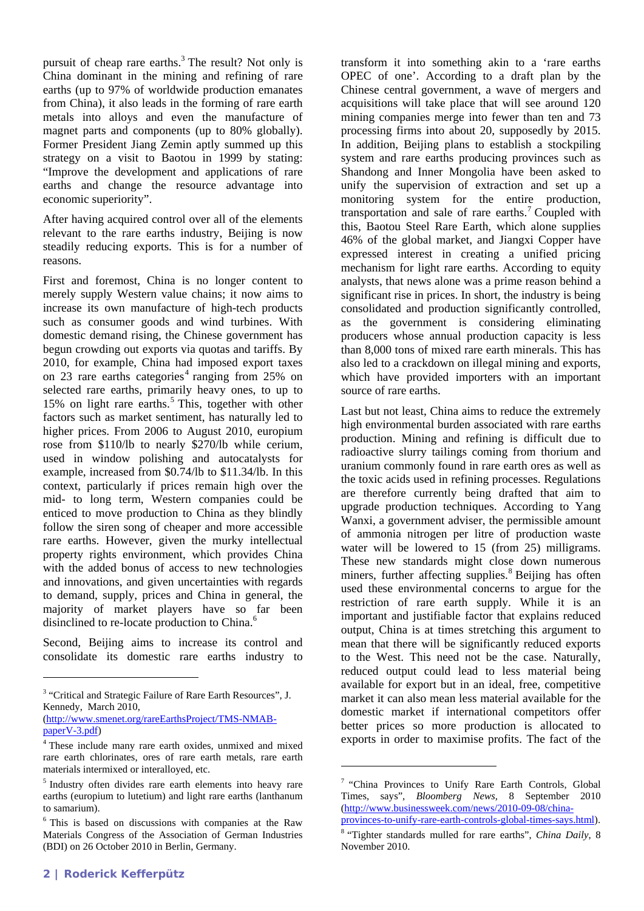pursuit of cheap rare earths.[3] The result? Not only is China dominant in the mining and refining of rare earths (up to 97% of worldwide production emanates from China), it also leads in the forming of rare earth metals into alloys and even the manufacture of magnet parts and components (up to 80% globally). Former President Jiang Zemin aptly summed up this strategy on a visit to Baotou in 1999 by stating: "Improve the development and applications of rare earths and change the resource advantage into economic superiority".

After having acquired control over all of the elements relevant to the rare earths industry, Beijing is now steadily reducing exports. This is for a number of reasons.

First and foremost, China is no longer content to merely supply Western value chains; it now aims to increase its own manufacture of high-tech products such as consumer goods and wind turbines. With domestic demand rising, the Chinese government has begun crowding out exports via quotas and tariffs. By 2010, for example, China had imposed export taxes on 23 rare earths categories[4] ranging from 25% on selected rare earths, primarily heavy ones, to up to 15% on light rare earths.[5] This, together with other factors such as market sentiment, has naturally led to higher prices. From 2006 to August 2010, europium rose from \$110/lb to nearly \$270/lb while cerium, used in window polishing and autocatalysts for example, increased from \$0.74/lb to \$11.34/lb. In this context, particularly if prices remain high over the mid- to long term, Western companies could be enticed to move production to China as they blindly follow the siren song of cheaper and more accessible rare earths. However, given the murky intellectual property rights environment, which provides China with the added bonus of access to new technologies and innovations, and given uncertainties with regards to demand, supply, prices and China in general, the majority of market players have so far been disinclined to re-locate production to China.[6]

Second, Beijing aims to increase its control and consolidate its domestic rare earths industry to transform it into something akin to a 'rare earths OPEC of one'. According to a draft plan by the Chinese central government, a wave of mergers and acquisitions will take place that will see around 120 mining companies merge into fewer than ten and 73 processing firms into about 20, supposedly by 2015. In addition, Beijing plans to establish a stockpiling system and rare earths producing provinces such as Shandong and Inner Mongolia have been asked to unify the supervision of extraction and set up a monitoring system for the entire production, transportation and sale of rare earths.[7] Coupled with this, Baotou Steel Rare Earth, which alone supplies 46% of the global market, and Jiangxi Copper have expressed interest in creating a unified pricing mechanism for light rare earths. According to equity analysts, that news alone was a prime reason behind a significant rise in prices. In short, the industry is being consolidated and production significantly controlled, as the government is considering eliminating producers whose annual production capacity is less than 8,000 tons of mixed rare earth minerals. This has also led to a crackdown on illegal mining and exports, which have provided importers with an important source of rare earths.

Last but not least, China aims to reduce the extremely high environmental burden associated with rare earths production. Mining and refining is difficult due to radioactive slurry tailings coming from thorium and uranium commonly found in rare earth ores as well as the toxic acids used in refining processes. Regulations are therefore currently being drafted that aim to upgrade production techniques. According to Yang Wanxi, a government adviser, the permissible amount of ammonia nitrogen per litre of production waste water will be lowered to 15 (from 25) milligrams. These new standards might close down numerous miners, further affecting supplies.[8] Beijing has often used these environmental concerns to argue for the restriction of rare earth supply. While it is an important and justifiable factor that explains reduced output, China is at times stretching this argument to mean that there will be significantly reduced exports to the West. This need not be the case. Naturally, reduced output could lead to less material being available for export but in an ideal, free, competitive market it can also mean less material available for the domestic market if international competitors offer better prices so more production is allocated to exports in order to maximise profits. The fact of the

---

[3] "Critical and Strategic Failure of Rare Earth Resources", J. Kennedy, March 2010, (http://www.smenet.org/rareEarthsProject/TMS-NMAB-paperV-3.pdf)

[4] These include many rare earth oxides, unmixed and mixed rare earth chlorinates, ores of rare earth metals, rare earth materials intermixed or interalloyed, etc.

[5] Industry often divides rare earth elements into heavy rare earths (europium to lutetium) and light rare earths (lanthanum to samarium).

[6] This is based on discussions with companies at the Raw Materials Congress of the Association of German Industries (BDI) on 26 October 2010 in Berlin, Germany.

[7] "China Provinces to Unify Rare Earth Controls, Global Times, says", *Bloomberg News*, 8 September 2010 (http://www.businessweek.com/news/2010-09-08/china-provinces-to-unify-rare-earth-controls-global-times-says.html).

[8] "Tighter standards mulled for rare earths", *China Daily*, 8 November 2010.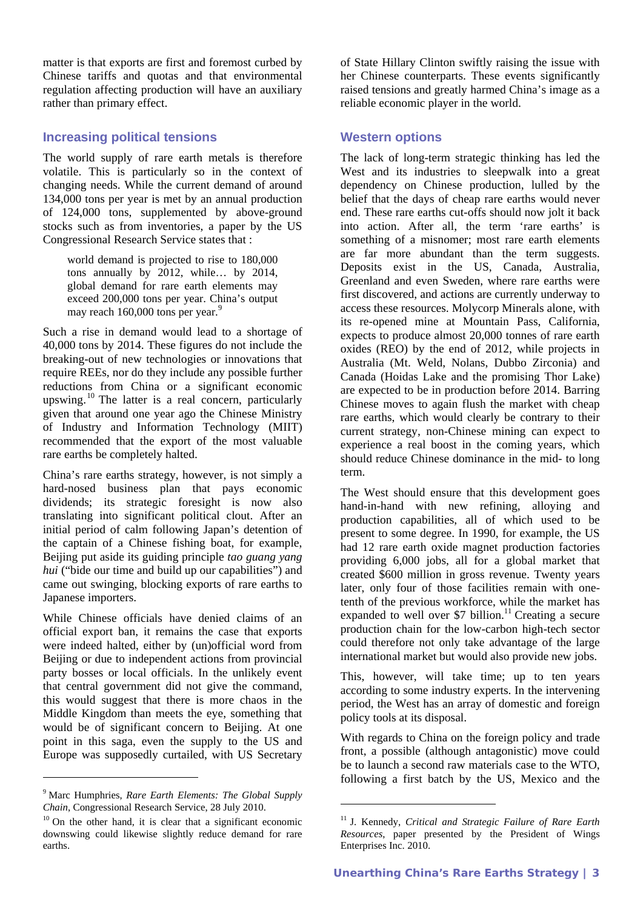matter is that exports are first and foremost curbed by Chinese tariffs and quotas and that environmental regulation affecting production will have an auxiliary rather than primary effect.

## Increasing political tensions

The world supply of rare earth metals is therefore volatile. This is particularly so in the context of changing needs. While the current demand of around 134,000 tons per year is met by an annual production of 124,000 tons, supplemented by above-ground stocks such as from inventories, a paper by the US Congressional Research Service states that :

> world demand is projected to rise to 180,000 tons annually by 2012, while… by 2014, global demand for rare earth elements may exceed 200,000 tons per year. China's output may reach 160,000 tons per year.[9]

Such a rise in demand would lead to a shortage of 40,000 tons by 2014. These figures do not include the breaking-out of new technologies or innovations that require REEs, nor do they include any possible further reductions from China or a significant economic upswing.[10] The latter is a real concern, particularly given that around one year ago the Chinese Ministry of Industry and Information Technology (MIIT) recommended that the export of the most valuable rare earths be completely halted.

China's rare earths strategy, however, is not simply a hard-nosed business plan that pays economic dividends; its strategic foresight is now also translating into significant political clout. After an initial period of calm following Japan's detention of the captain of a Chinese fishing boat, for example, Beijing put aside its guiding principle *tao guang yang hui* ("bide our time and build up our capabilities") and came out swinging, blocking exports of rare earths to Japanese importers.

While Chinese officials have denied claims of an official export ban, it remains the case that exports were indeed halted, either by (un)official word from Beijing or due to independent actions from provincial party bosses or local officials. In the unlikely event that central government did not give the command, this would suggest that there is more chaos in the Middle Kingdom than meets the eye, something that would be of significant concern to Beijing. At one point in this saga, even the supply to the US and Europe was supposedly curtailed, with US Secretary of State Hillary Clinton swiftly raising the issue with her Chinese counterparts. These events significantly raised tensions and greatly harmed China's image as a reliable economic player in the world.

## Western options

The lack of long-term strategic thinking has led the West and its industries to sleepwalk into a great dependency on Chinese production, lulled by the belief that the days of cheap rare earths would never end. These rare earths cut-offs should now jolt it back into action. After all, the term 'rare earths' is something of a misnomer; most rare earth elements are far more abundant than the term suggests. Deposits exist in the US, Canada, Australia, Greenland and even Sweden, where rare earths were first discovered, and actions are currently underway to access these resources. Molycorp Minerals alone, with its re-opened mine at Mountain Pass, California, expects to produce almost 20,000 tonnes of rare earth oxides (REO) by the end of 2012, while projects in Australia (Mt. Weld, Nolans, Dubbo Zirconia) and Canada (Hoidas Lake and the promising Thor Lake) are expected to be in production before 2014. Barring Chinese moves to again flush the market with cheap rare earths, which would clearly be contrary to their current strategy, non-Chinese mining can expect to experience a real boost in the coming years, which should reduce Chinese dominance in the mid- to long term.

The West should ensure that this development goes hand-in-hand with new refining, alloying and production capabilities, all of which used to be present to some degree. In 1990, for example, the US had 12 rare earth oxide magnet production factories providing 6,000 jobs, all for a global market that created $600 million in gross revenue. Twenty years later, only four of those facilities remain with one-tenth of the previous workforce, while the market has expanded to well over $7 billion.[11] Creating a secure production chain for the low-carbon high-tech sector could therefore not only take advantage of the large international market but would also provide new jobs.

This, however, will take time; up to ten years according to some industry experts. In the intervening period, the West has an array of domestic and foreign policy tools at its disposal.

With regards to China on the foreign policy and trade front, a possible (although antagonistic) move could be to launch a second raw materials case to the WTO, following a first batch by the US, Mexico and the

---

[9] Marc Humphries, *Rare Earth Elements: The Global Supply Chain*, Congressional Research Service, 28 July 2010.

[10] On the other hand, it is clear that a significant economic downswing could likewise slightly reduce demand for rare earths.

[11] J. Kennedy, *Critical and Strategic Failure of Rare Earth Resources*, paper presented by the President of Wings Enterprises Inc. 2010.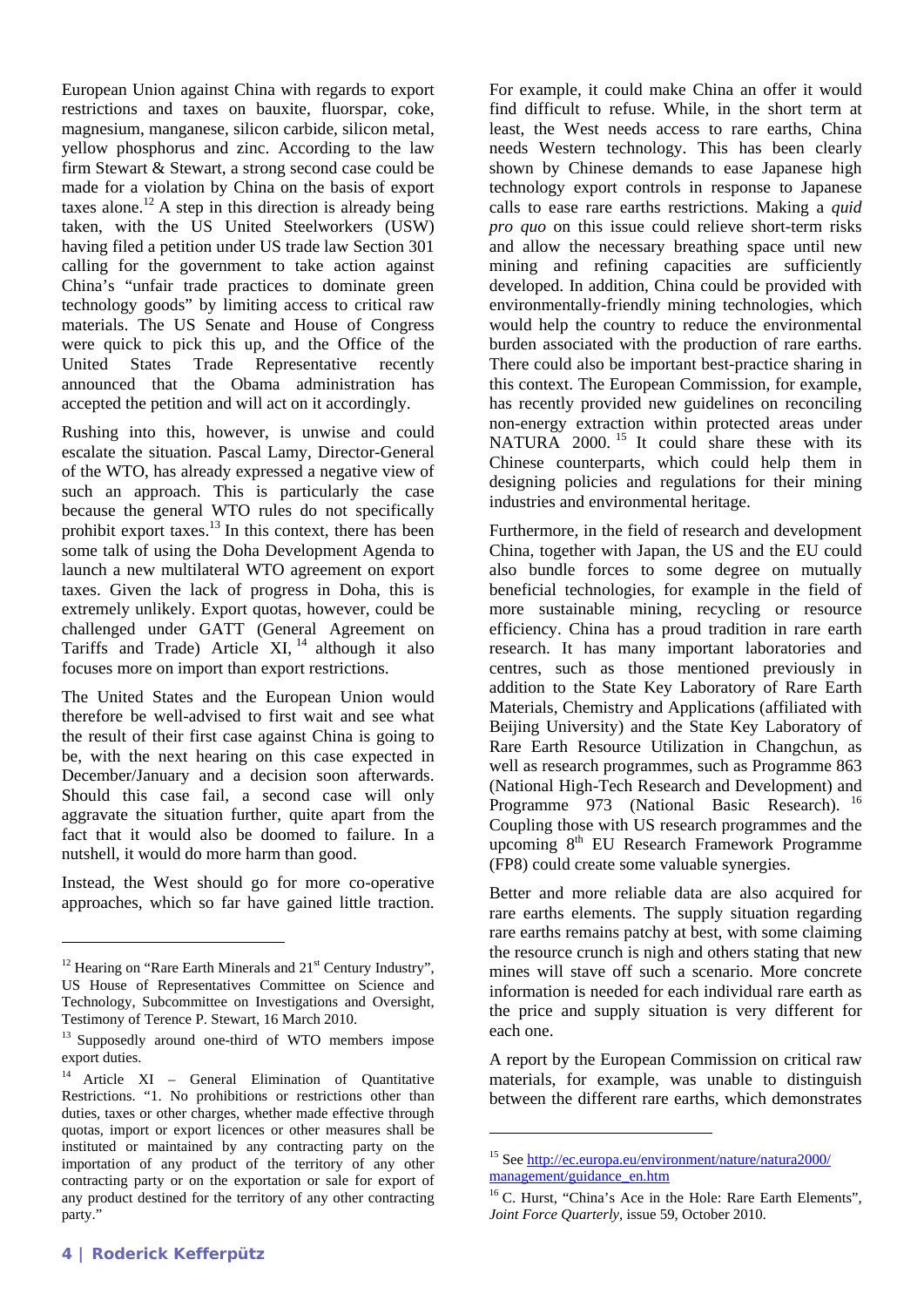European Union against China with regards to export restrictions and taxes on bauxite, fluorspar, coke, magnesium, manganese, silicon carbide, silicon metal, yellow phosphorus and zinc. According to the law firm Stewart & Stewart, a strong second case could be made for a violation by China on the basis of export taxes alone.[12] A step in this direction is already being taken, with the US United Steelworkers (USW) having filed a petition under US trade law Section 301 calling for the government to take action against China's "unfair trade practices to dominate green technology goods" by limiting access to critical raw materials. The US Senate and House of Congress were quick to pick this up, and the Office of the United States Trade Representative recently announced that the Obama administration has accepted the petition and will act on it accordingly.

Rushing into this, however, is unwise and could escalate the situation. Pascal Lamy, Director-General of the WTO, has already expressed a negative view of such an approach. This is particularly the case because the general WTO rules do not specifically prohibit export taxes.[13] In this context, there has been some talk of using the Doha Development Agenda to launch a new multilateral WTO agreement on export taxes. Given the lack of progress in Doha, this is extremely unlikely. Export quotas, however, could be challenged under GATT (General Agreement on Tariffs and Trade) Article XI,[14] although it also focuses more on import than export restrictions.

The United States and the European Union would therefore be well-advised to first wait and see what the result of their first case against China is going to be, with the next hearing on this case expected in December/January and a decision soon afterwards. Should this case fail, a second case will only aggravate the situation further, quite apart from the fact that it would also be doomed to failure. In a nutshell, it would do more harm than good.

Instead, the West should go for more co-operative approaches, which so far have gained little traction. For example, it could make China an offer it would find difficult to refuse. While, in the short term at least, the West needs access to rare earths, China needs Western technology. This has been clearly shown by Chinese demands to ease Japanese high technology export controls in response to Japanese calls to ease rare earths restrictions. Making a *quid pro quo* on this issue could relieve short-term risks and allow the necessary breathing space until new mining and refining capacities are sufficiently developed. In addition, China could be provided with environmentally-friendly mining technologies, which would help the country to reduce the environmental burden associated with the production of rare earths. There could also be important best-practice sharing in this context. The European Commission, for example, has recently provided new guidelines on reconciling non-energy extraction within protected areas under NATURA 2000.[15] It could share these with its Chinese counterparts, which could help them in designing policies and regulations for their mining industries and environmental heritage.

Furthermore, in the field of research and development China, together with Japan, the US and the EU could also bundle forces to some degree on mutually beneficial technologies, for example in the field of more sustainable mining, recycling or resource efficiency. China has a proud tradition in rare earth research. It has many important laboratories and centres, such as those mentioned previously in addition to the State Key Laboratory of Rare Earth Materials, Chemistry and Applications (affiliated with Beijing University) and the State Key Laboratory of Rare Earth Resource Utilization in Changchun, as well as research programmes, such as Programme 863 (National High-Tech Research and Development) and Programme 973 (National Basic Research).[16] Coupling those with US research programmes and the upcoming 8th EU Research Framework Programme (FP8) could create some valuable synergies.

Better and more reliable data are also acquired for rare earths elements. The supply situation regarding rare earths remains patchy at best, with some claiming the resource crunch is nigh and others stating that new mines will stave off such a scenario. More concrete information is needed for each individual rare earth as the price and supply situation is very different for each one.

A report by the European Commission on critical raw materials, for example, was unable to distinguish between the different rare earths, which demonstrates

---

[12] Hearing on "Rare Earth Minerals and 21st Century Industry", US House of Representatives Committee on Science and Technology, Subcommittee on Investigations and Oversight, Testimony of Terence P. Stewart, 16 March 2010.

[13] Supposedly around one-third of WTO members impose export duties.

[14] Article XI – General Elimination of Quantitative Restrictions. "1. No prohibitions or restrictions other than duties, taxes or other charges, whether made effective through quotas, import or export licences or other measures shall be instituted or maintained by any contracting party on the importation of any product of the territory of any other contracting party or on the exportation or sale for export of any product destined for the territory of any other contracting party."

[15] See http://ec.europa.eu/environment/nature/natura2000/management/guidance_en.htm

[16] C. Hurst, "China's Ace in the Hole: Rare Earth Elements", *Joint Force Quarterly*, issue 59, October 2010.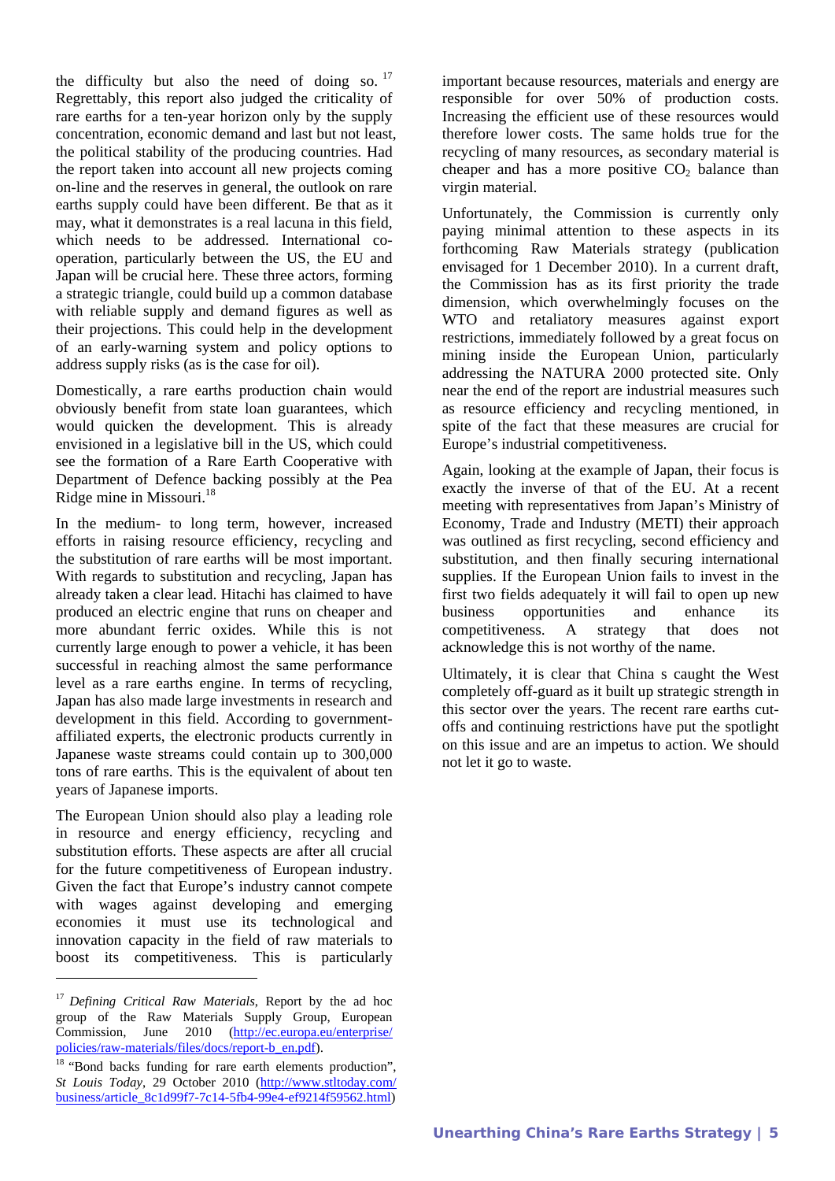the difficulty but also the need of doing so.[17] Regrettably, this report also judged the criticality of rare earths for a ten-year horizon only by the supply concentration, economic demand and last but not least, the political stability of the producing countries. Had the report taken into account all new projects coming on-line and the reserves in general, the outlook on rare earths supply could have been different. Be that as it may, what it demonstrates is a real lacuna in this field, which needs to be addressed. International co-operation, particularly between the US, the EU and Japan will be crucial here. These three actors, forming a strategic triangle, could build up a common database with reliable supply and demand figures as well as their projections. This could help in the development of an early-warning system and policy options to address supply risks (as is the case for oil).

Domestically, a rare earths production chain would obviously benefit from state loan guarantees, which would quicken the development. This is already envisioned in a legislative bill in the US, which could see the formation of a Rare Earth Cooperative with Department of Defence backing possibly at the Pea Ridge mine in Missouri.[18]

In the medium- to long term, however, increased efforts in raising resource efficiency, recycling and the substitution of rare earths will be most important. With regards to substitution and recycling, Japan has already taken a clear lead. Hitachi has claimed to have produced an electric engine that runs on cheaper and more abundant ferric oxides. While this is not currently large enough to power a vehicle, it has been successful in reaching almost the same performance level as a rare earths engine. In terms of recycling, Japan has also made large investments in research and development in this field. According to government-affiliated experts, the electronic products currently in Japanese waste streams could contain up to 300,000 tons of rare earths. This is the equivalent of about ten years of Japanese imports.

The European Union should also play a leading role in resource and energy efficiency, recycling and substitution efforts. These aspects are after all crucial for the future competitiveness of European industry. Given the fact that Europe's industry cannot compete with wages against developing and emerging economies it must use its technological and innovation capacity in the field of raw materials to boost its competitiveness. This is particularly important because resources, materials and energy are responsible for over 50% of production costs. Increasing the efficient use of these resources would therefore lower costs. The same holds true for the recycling of many resources, as secondary material is cheaper and has a more positive $CO_2$ balance than virgin material.

Unfortunately, the Commission is currently only paying minimal attention to these aspects in its forthcoming Raw Materials strategy (publication envisaged for 1 December 2010). In a current draft, the Commission has as its first priority the trade dimension, which overwhelmingly focuses on the WTO and retaliatory measures against export restrictions, immediately followed by a great focus on mining inside the European Union, particularly addressing the NATURA 2000 protected site. Only near the end of the report are industrial measures such as resource efficiency and recycling mentioned, in spite of the fact that these measures are crucial for Europe's industrial competitiveness.

Again, looking at the example of Japan, their focus is exactly the inverse of that of the EU. At a recent meeting with representatives from Japan's Ministry of Economy, Trade and Industry (METI) their approach was outlined as first recycling, second efficiency and substitution, and then finally securing international supplies. If the European Union fails to invest in the first two fields adequately it will fail to open up new business opportunities and enhance its competitiveness. A strategy that does not acknowledge this is not worthy of the name.

Ultimately, it is clear that China s caught the West completely off-guard as it built up strategic strength in this sector over the years. The recent rare earths cut-offs and continuing restrictions have put the spotlight on this issue and are an impetus to action. We should not let it go to waste.

---

[17] *Defining Critical Raw Materials*, Report by the ad hoc group of the Raw Materials Supply Group, European Commission, June 2010 (http://ec.europa.eu/enterprise/policies/raw-materials/files/docs/report-b_en.pdf).

[18] "Bond backs funding for rare earth elements production", *St Louis Today*, 29 October 2010 (http://www.stltoday.com/business/article_8c1d99f7-7c14-5fb4-99e4-ef9214f59562.html)